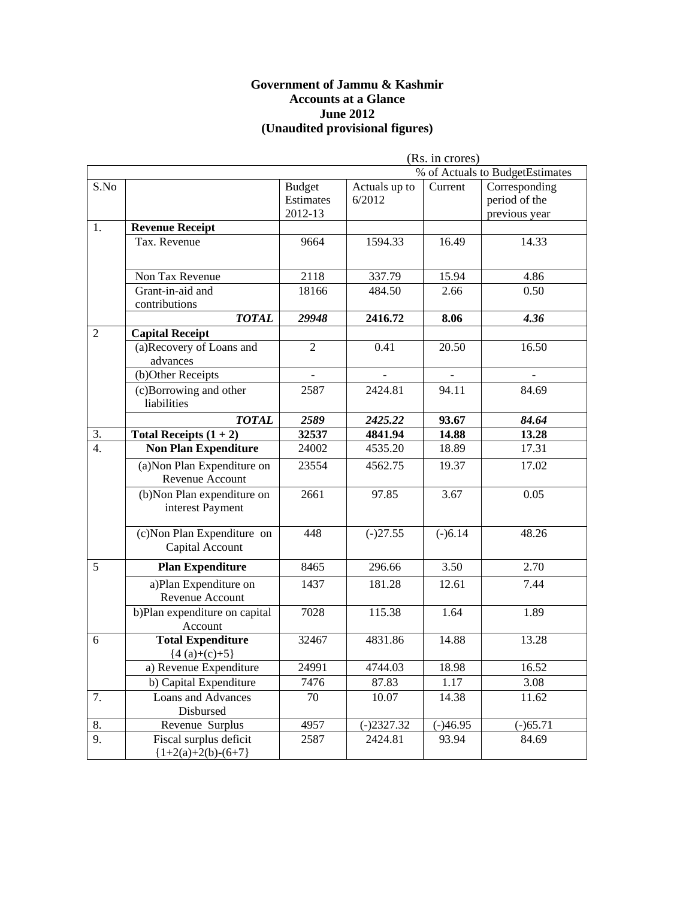**Government of Jammu & Kashmir**
**Accounts at a Glance**
**June 2012**
**(Unaudited provisional figures)**

(Rs. in crores)

| S.No | | Budget Estimates 2012-13 | Actuals up to 6/2012 | % of Actuals to BudgetEstimates | |
|---|---|---|---|---|---|
| | | | | Current | Corresponding period of the previous year |
| 1. | **Revenue Receipt** | | | | |
| | Tax. Revenue | 9664 | 1594.33 | 16.49 | 14.33 |
| | Non Tax Revenue | 2118 | 337.79 | 15.94 | 4.86 |
| | Grant-in-aid and contributions | 18166 | 484.50 | 2.66 | 0.50 |
| | ***TOTAL*** | ***29948*** | **2416.72** | **8.06** | ***4.36*** |
| 2 | **Capital Receipt** | | | | |
| | (a)Recovery of Loans and advances | 2 | 0.41 | 20.50 | 16.50 |
| | (b)Other Receipts | - | - | - | - |
| | (c)Borrowing and other liabilities | 2587 | 2424.81 | 94.11 | 84.69 |
| | ***TOTAL*** | ***2589*** | ***2425.22*** | ***93.67*** | ***84.64*** |
| 3. | **Total Receipts (1 + 2)** | **32537** | **4841.94** | **14.88** | **13.28** |
| 4. | **Non Plan Expenditure** | 24002 | 4535.20 | 18.89 | 17.31 |
| | (a)Non Plan Expenditure on Revenue Account | 23554 | 4562.75 | 19.37 | 17.02 |
| | (b)Non Plan expenditure on interest Payment | 2661 | 97.85 | 3.67 | 0.05 |
| | (c)Non Plan Expenditure on Capital Account | 448 | (-)27.55 | (-)6.14 | 48.26 |
| 5 | **Plan Expenditure** | 8465 | 296.66 | 3.50 | 2.70 |
| | a)Plan Expenditure on Revenue Account | 1437 | 181.28 | 12.61 | 7.44 |
| | b)Plan expenditure on capital Account | 7028 | 115.38 | 1.64 | 1.89 |
| 6 | **Total Expenditure** {4 (a)+(c)+5} | 32467 | 4831.86 | 14.88 | 13.28 |
| | a) Revenue Expenditure | 24991 | 4744.03 | 18.98 | 16.52 |
| | b) Capital Expenditure | 7476 | 87.83 | 1.17 | 3.08 |
| 7. | Loans and Advances Disbursed | 70 | 10.07 | 14.38 | 11.62 |
| 8. | Revenue Surplus | 4957 | (-)2327.32 | (-)46.95 | (-)65.71 |
| 9. | Fiscal surplus deficit {1+2(a)+2(b)-(6+7} | 2587 | 2424.81 | 93.94 | 84.69 |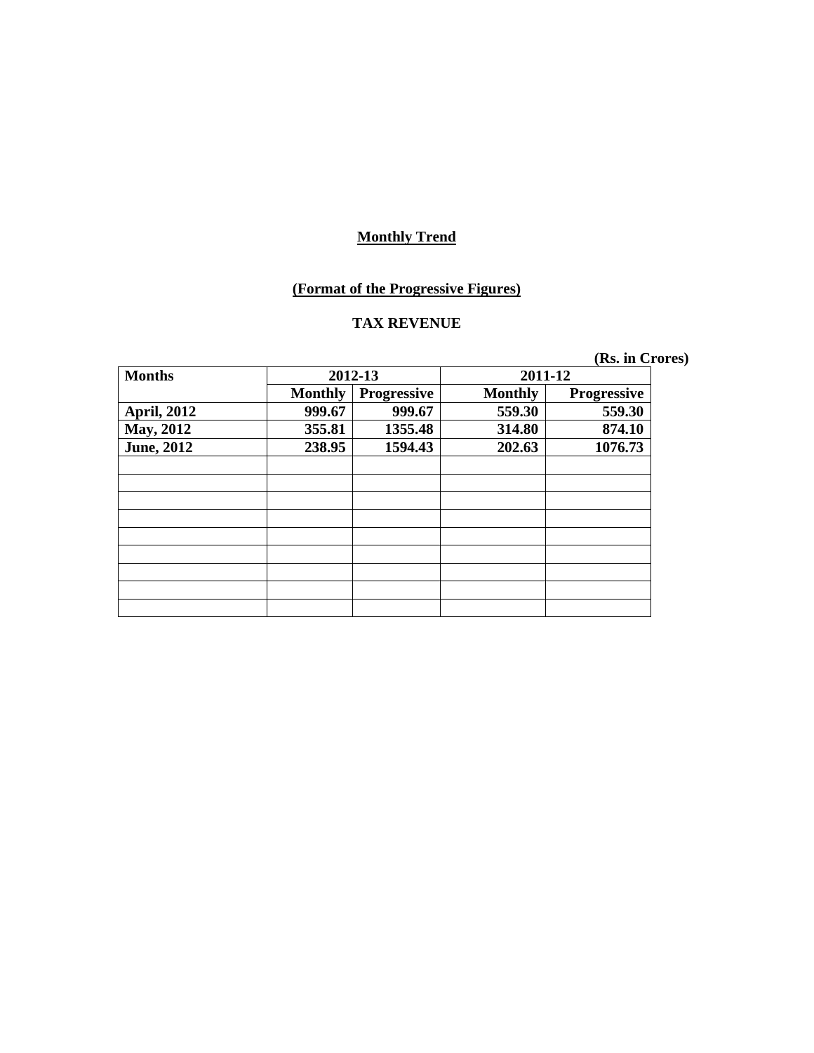**Monthly Trend**

**(Format of the Progressive Figures)**

**TAX REVENUE**

**(Rs. in Crores)**

| Months | 2012-13 | | 2011-12 | |
|---|---|---|---|---|
| | Monthly | Progressive | Monthly | Progressive |
| April, 2012 | 999.67 | 999.67 | 559.30 | 559.30 |
| May, 2012 | 355.81 | 1355.48 | 314.80 | 874.10 |
| June, 2012 | 238.95 | 1594.43 | 202.63 | 1076.73 |
| | | | | |
| | | | | |
| | | | | |
| | | | | |
| | | | | |
| | | | | |
| | | | | |
| | | | | |
| | | | | |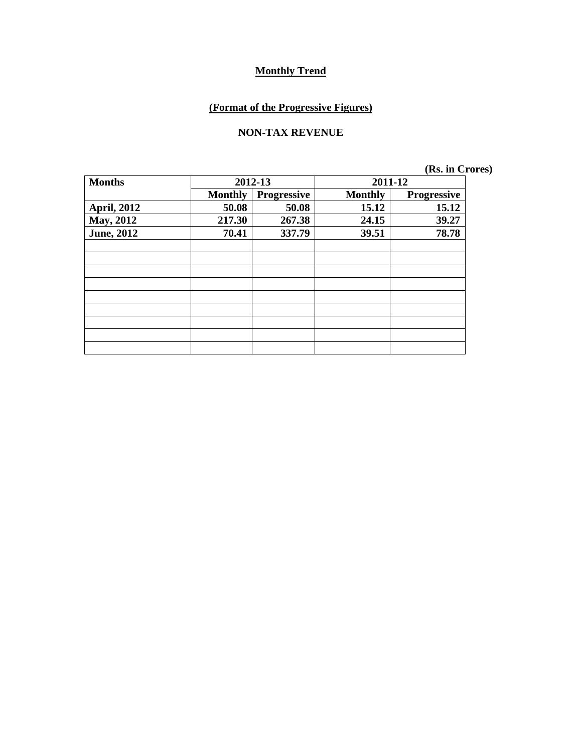## Monthly Trend

### (Format of the Progressive Figures)

### NON-TAX REVENUE

**(Rs. in Crores)**

| Months | 2012-13 | | 2011-12 | |
|---|---|---|---|---|
| | Monthly | Progressive | Monthly | Progressive |
| April, 2012 | 50.08 | 50.08 | 15.12 | 15.12 |
| May, 2012 | 217.30 | 267.38 | 24.15 | 39.27 |
| June, 2012 | 70.41 | 337.79 | 39.51 | 78.78 |
| | | | | |
| | | | | |
| | | | | |
| | | | | |
| | | | | |
| | | | | |
| | | | | |
| | | | | |
| | | | | |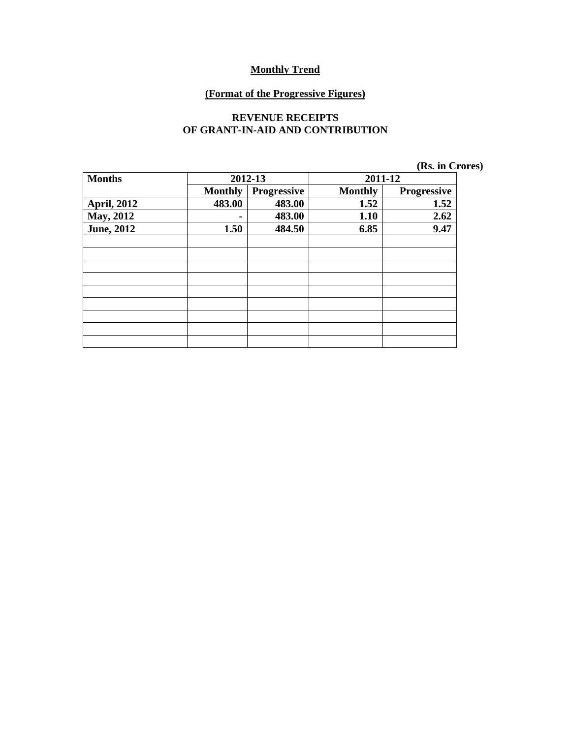**Monthly Trend**

**(Format of the Progressive Figures)**

**REVENUE RECEIPTS**
**OF GRANT-IN-AID AND CONTRIBUTION**

**(Rs. in Crores)**

| Months | 2012-13 | | 2011-12 | |
|---|---|---|---|---|
| | Monthly | Progressive | Monthly | Progressive |
| April, 2012 | 483.00 | 483.00 | 1.52 | 1.52 |
| May, 2012 | - | 483.00 | 1.10 | 2.62 |
| June, 2012 | 1.50 | 484.50 | 6.85 | 9.47 |
| | | | | |
| | | | | |
| | | | | |
| | | | | |
| | | | | |
| | | | | |
| | | | | |
| | | | | |
| | | | | |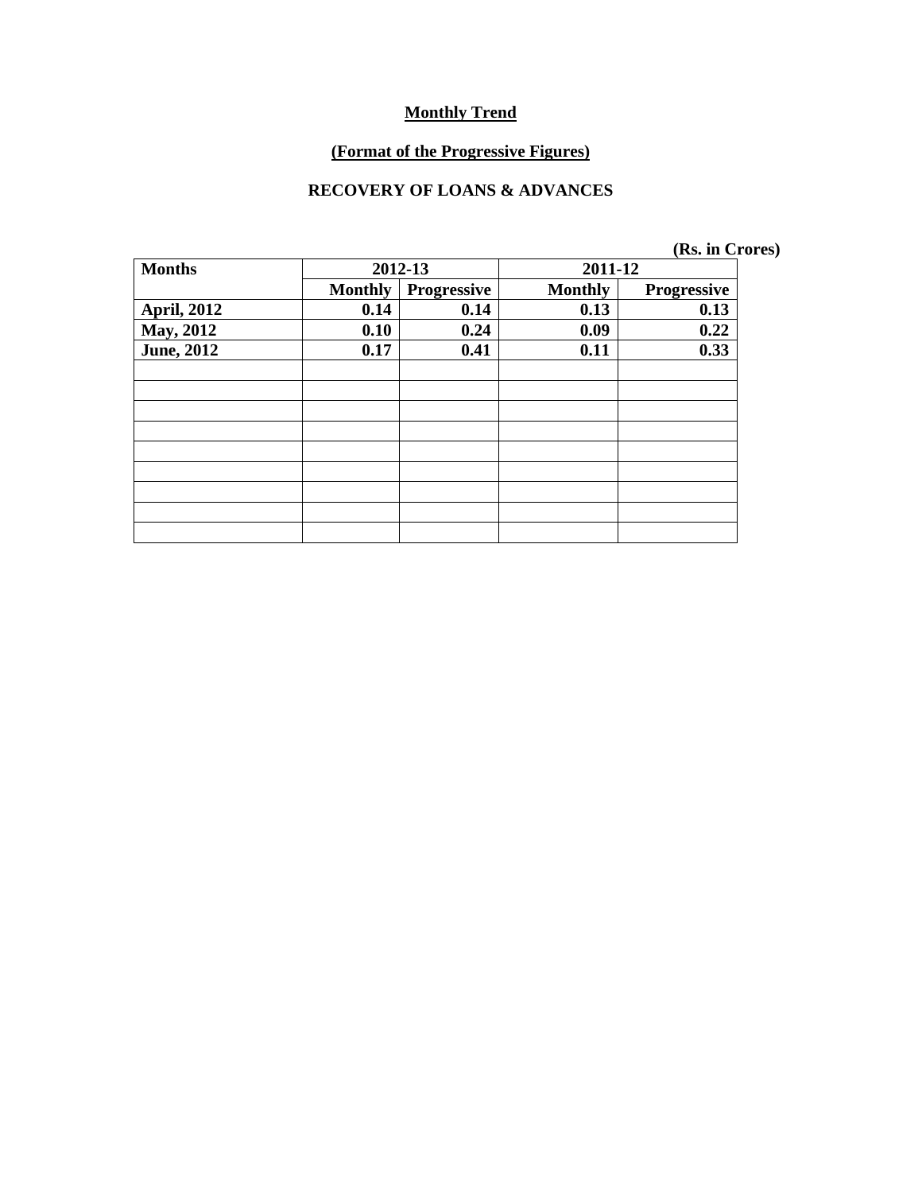**Monthly Trend**

**(Format of the Progressive Figures)**

**RECOVERY OF LOANS & ADVANCES**

**(Rs. in Crores)**

| Months | 2012-13 | | 2011-12 | |
|---|---|---|---|---|
| | Monthly | Progressive | Monthly | Progressive |
| April, 2012 | 0.14 | 0.14 | 0.13 | 0.13 |
| May, 2012 | 0.10 | 0.24 | 0.09 | 0.22 |
| June, 2012 | 0.17 | 0.41 | 0.11 | 0.33 |
| | | | | |
| | | | | |
| | | | | |
| | | | | |
| | | | | |
| | | | | |
| | | | | |
| | | | | |
| | | | | |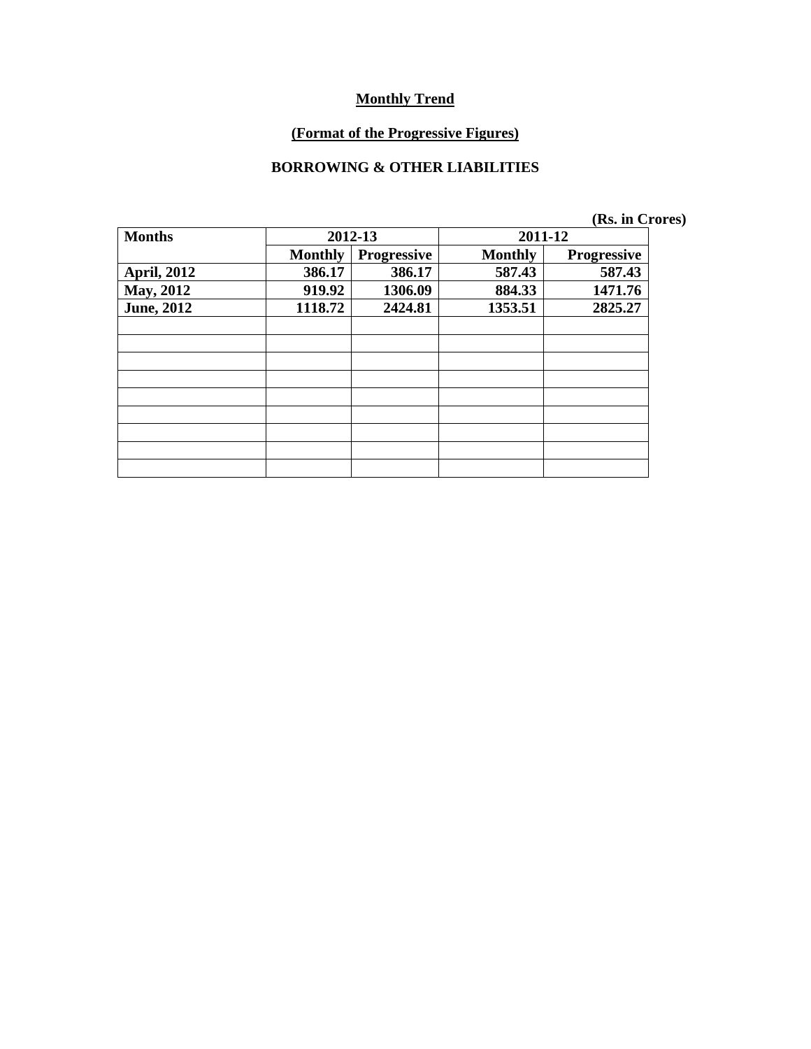**Monthly Trend**

**(Format of the Progressive Figures)**

**BORROWING & OTHER LIABILITIES**

**(Rs. in Crores)**

| Months | 2012-13 | | 2011-12 | |
|---|---|---|---|---|
| | Monthly | Progressive | Monthly | Progressive |
| April, 2012 | 386.17 | 386.17 | 587.43 | 587.43 |
| May, 2012 | 919.92 | 1306.09 | 884.33 | 1471.76 |
| June, 2012 | 1118.72 | 2424.81 | 1353.51 | 2825.27 |
| | | | | |
| | | | | |
| | | | | |
| | | | | |
| | | | | |
| | | | | |
| | | | | |
| | | | | |
| | | | | |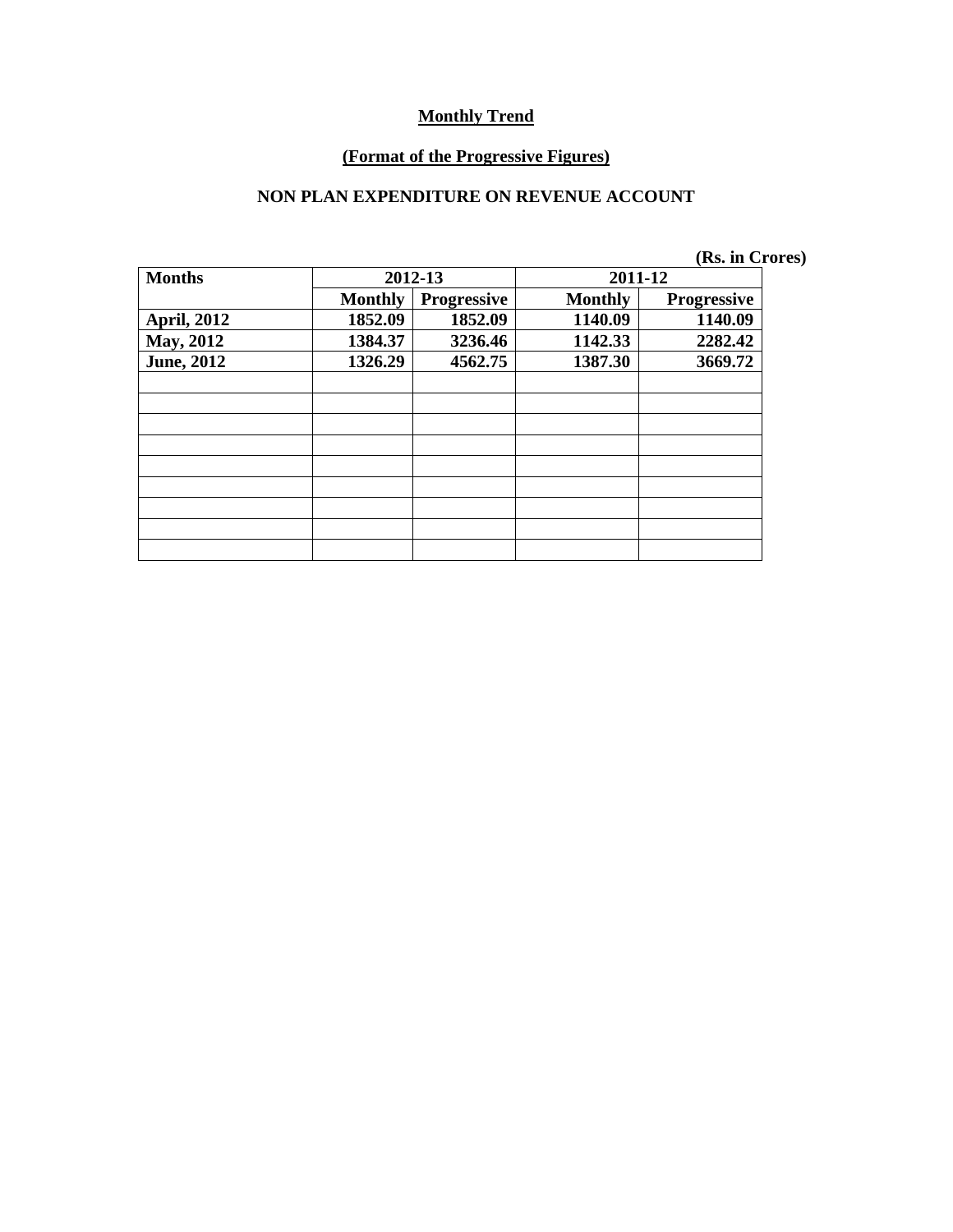**Monthly Trend**

**(Format of the Progressive Figures)**

**NON PLAN EXPENDITURE ON REVENUE ACCOUNT**

**(Rs. in Crores)**

| Months | 2012-13 | | 2011-12 | |
|---|---|---|---|---|
| | Monthly | Progressive | Monthly | Progressive |
| April, 2012 | 1852.09 | 1852.09 | 1140.09 | 1140.09 |
| May, 2012 | 1384.37 | 3236.46 | 1142.33 | 2282.42 |
| June, 2012 | 1326.29 | 4562.75 | 1387.30 | 3669.72 |
| | | | | |
| | | | | |
| | | | | |
| | | | | |
| | | | | |
| | | | | |
| | | | | |
| | | | | |
| | | | | |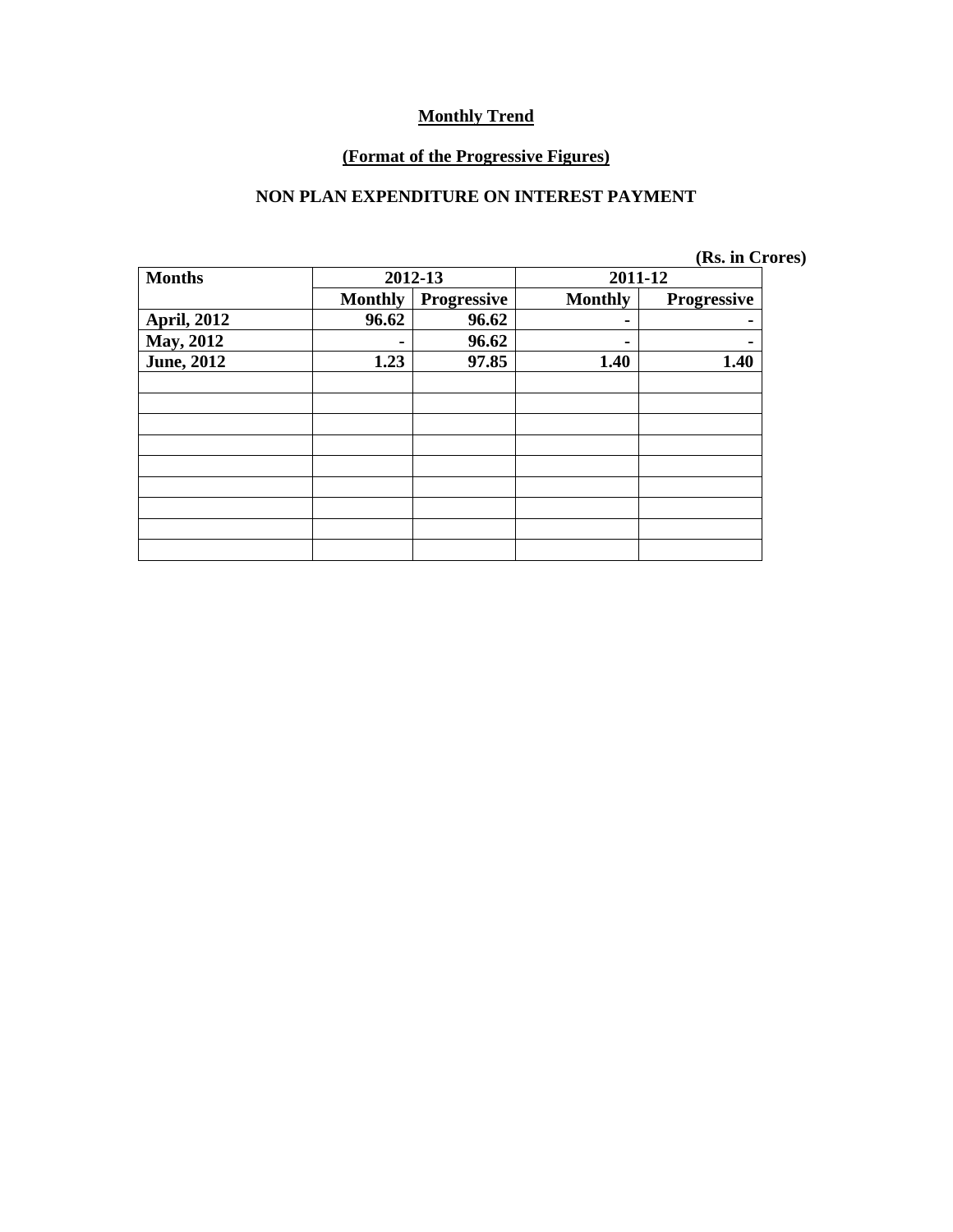**Monthly Trend**

**(Format of the Progressive Figures)**

**NON PLAN EXPENDITURE ON INTEREST PAYMENT**

**(Rs. in Crores)**

| Months | 2012-13 | | 2011-12 | |
|---|---|---|---|---|
| | Monthly | Progressive | Monthly | Progressive |
| April, 2012 | 96.62 | 96.62 | - | - |
| May, 2012 | - | 96.62 | - | - |
| June, 2012 | 1.23 | 97.85 | 1.40 | 1.40 |
| | | | | |
| | | | | |
| | | | | |
| | | | | |
| | | | | |
| | | | | |
| | | | | |
| | | | | |
| | | | | |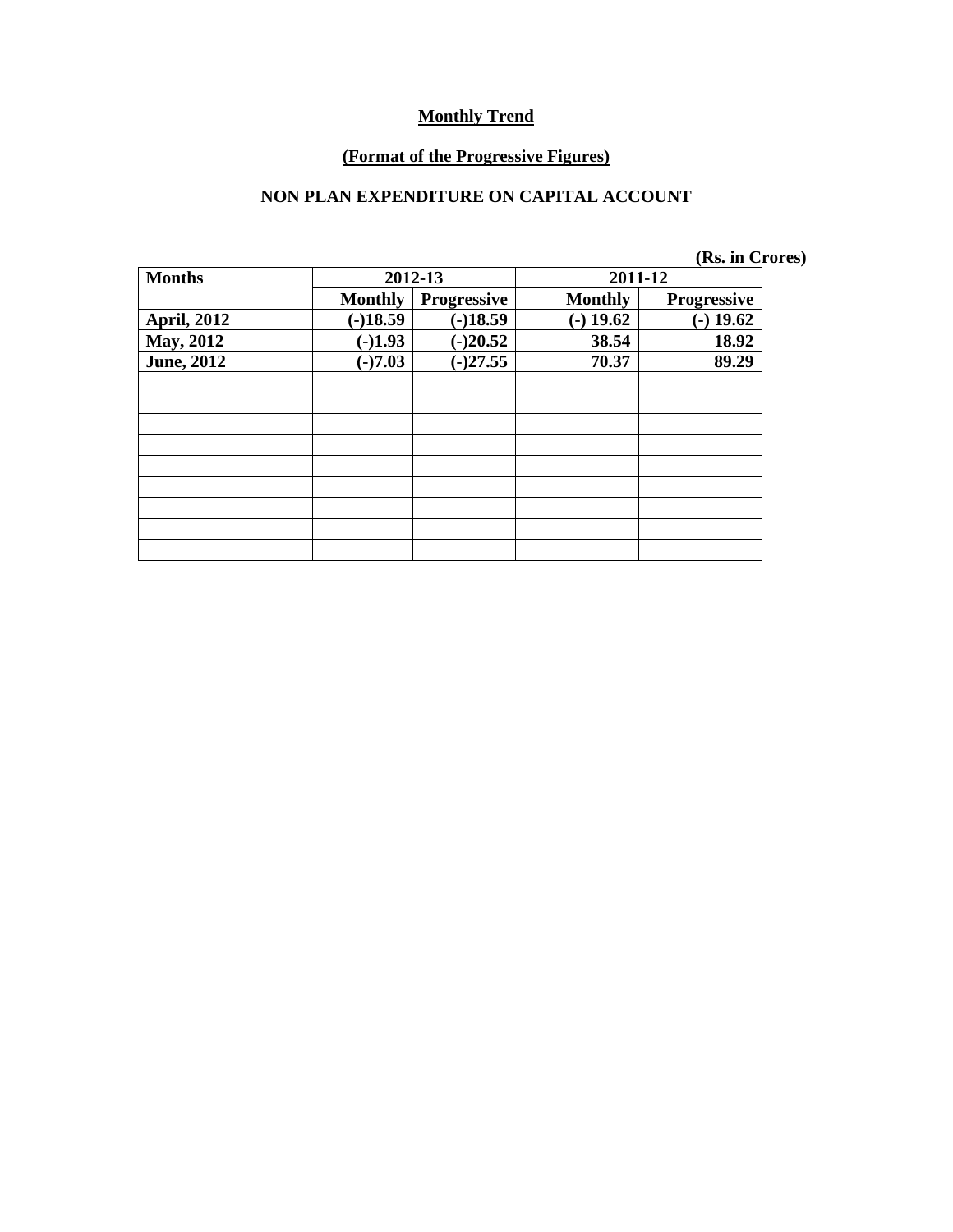**Monthly Trend**

**(Format of the Progressive Figures)**

**NON PLAN EXPENDITURE ON CAPITAL ACCOUNT**

(Rs. in Crores)

| Months | 2012-13 | | 2011-12 | |
|---|---|---|---|---|
| | Monthly | Progressive | Monthly | Progressive |
| April, 2012 | (-)18.59 | (-)18.59 | (-) 19.62 | (-) 19.62 |
| May, 2012 | (-)1.93 | (-)20.52 | 38.54 | 18.92 |
| June, 2012 | (-)7.03 | (-)27.55 | 70.37 | 89.29 |
| | | | | |
| | | | | |
| | | | | |
| | | | | |
| | | | | |
| | | | | |
| | | | | |
| | | | | |
| | | | | |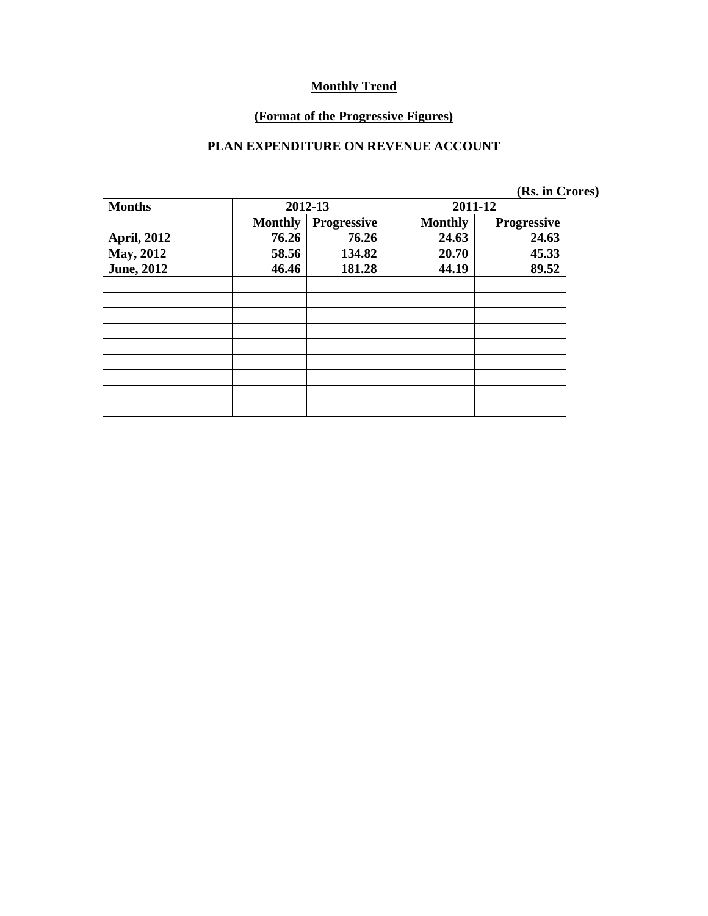## Monthly Trend

### (Format of the Progressive Figures)

### PLAN EXPENDITURE ON REVENUE ACCOUNT

**(Rs. in Crores)**

| Months | 2012-13 | | 2011-12 | |
|---|---|---|---|---|
| | Monthly | Progressive | Monthly | Progressive |
| April, 2012 | 76.26 | 76.26 | 24.63 | 24.63 |
| May, 2012 | 58.56 | 134.82 | 20.70 | 45.33 |
| June, 2012 | 46.46 | 181.28 | 44.19 | 89.52 |
| | | | | |
| | | | | |
| | | | | |
| | | | | |
| | | | | |
| | | | | |
| | | | | |
| | | | | |
| | | | | |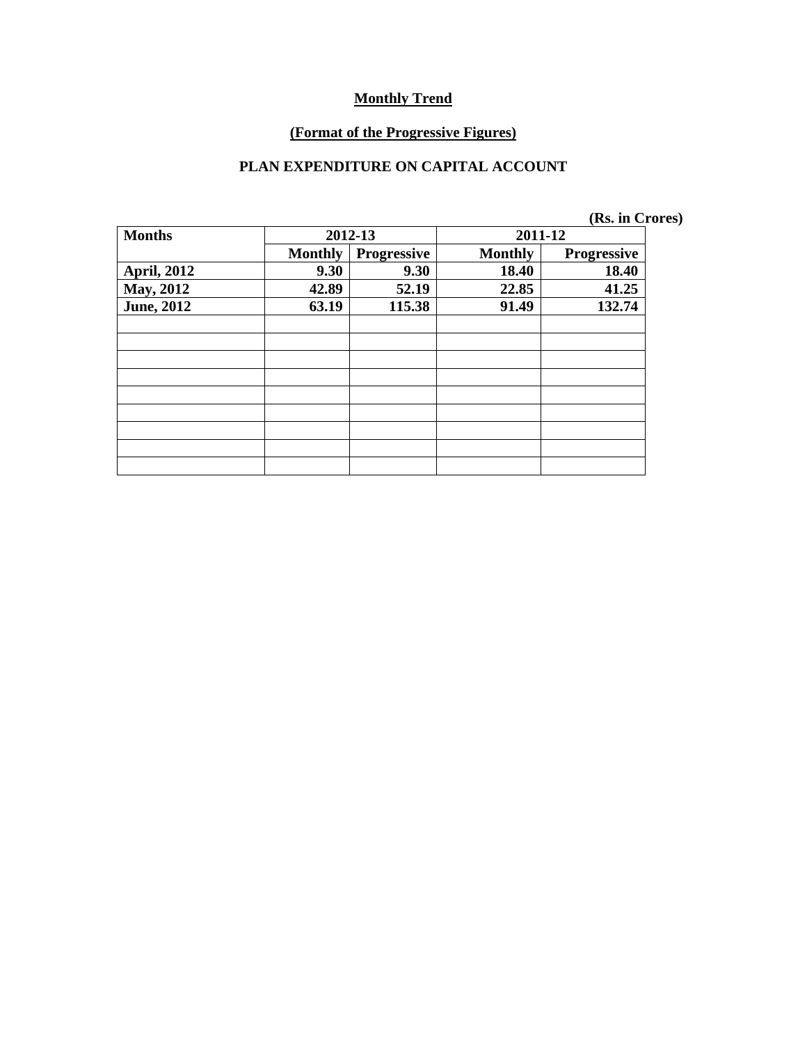## Monthly Trend

### (Format of the Progressive Figures)

### PLAN EXPENDITURE ON CAPITAL ACCOUNT

**(Rs. in Crores)**

| Months | 2012-13 | | 2011-12 | |
|---|---|---|---|---|
| | Monthly | Progressive | Monthly | Progressive |
| April, 2012 | 9.30 | 9.30 | 18.40 | 18.40 |
| May, 2012 | 42.89 | 52.19 | 22.85 | 41.25 |
| June, 2012 | 63.19 | 115.38 | 91.49 | 132.74 |
| | | | | |
| | | | | |
| | | | | |
| | | | | |
| | | | | |
| | | | | |
| | | | | |
| | | | | |
| | | | | |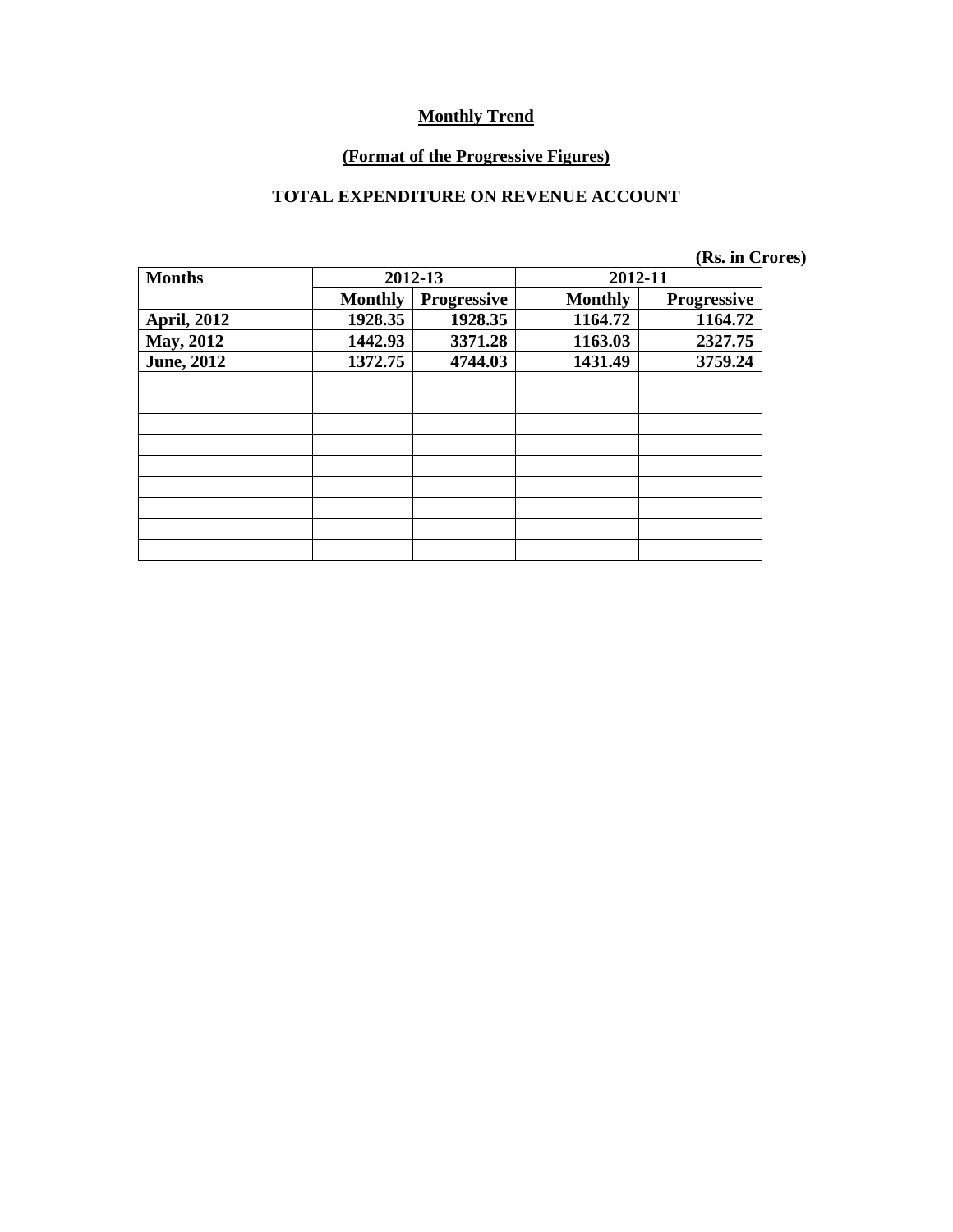**Monthly Trend**

**(Format of the Progressive Figures)**

**TOTAL EXPENDITURE ON REVENUE ACCOUNT**

**(Rs. in Crores)**

| Months | 2012-13 | | 2012-11 | |
|---|---|---|---|---|
| | Monthly | Progressive | Monthly | Progressive |
| April, 2012 | 1928.35 | 1928.35 | 1164.72 | 1164.72 |
| May, 2012 | 1442.93 | 3371.28 | 1163.03 | 2327.75 |
| June, 2012 | 1372.75 | 4744.03 | 1431.49 | 3759.24 |
| | | | | |
| | | | | |
| | | | | |
| | | | | |
| | | | | |
| | | | | |
| | | | | |
| | | | | |
| | | | | |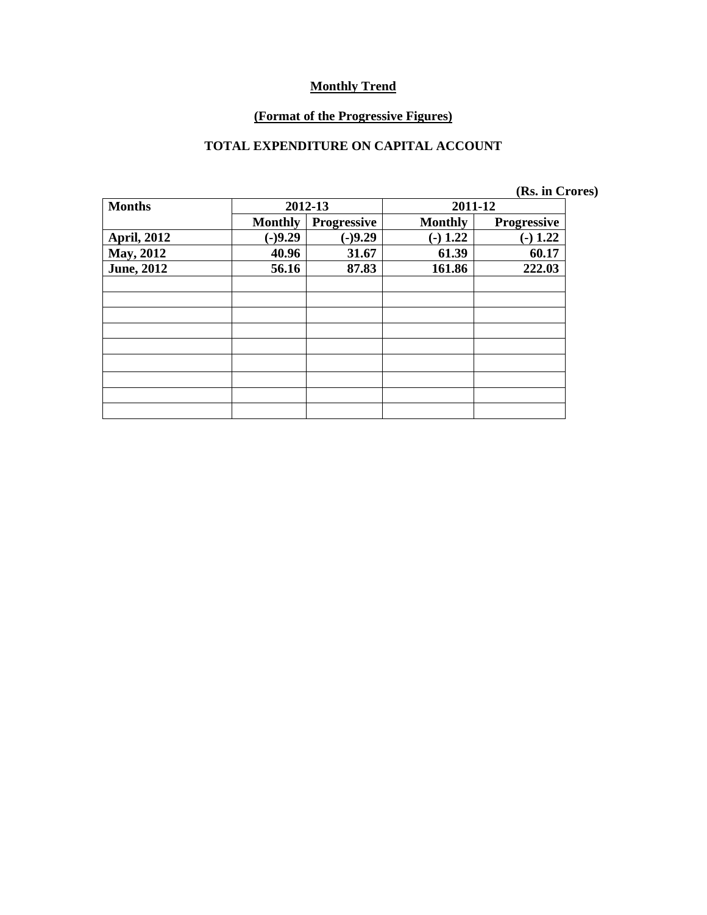**Monthly Trend**

**(Format of the Progressive Figures)**

**TOTAL EXPENDITURE ON CAPITAL ACCOUNT**

**(Rs. in Crores)**

| Months | 2012-13 | | 2011-12 | |
|---|---|---|---|---|
| | Monthly | Progressive | Monthly | Progressive |
| April, 2012 | (-)9.29 | (-)9.29 | (-) 1.22 | (-) 1.22 |
| May, 2012 | 40.96 | 31.67 | 61.39 | 60.17 |
| June, 2012 | 56.16 | 87.83 | 161.86 | 222.03 |
| | | | | |
| | | | | |
| | | | | |
| | | | | |
| | | | | |
| | | | | |
| | | | | |
| | | | | |
| | | | | |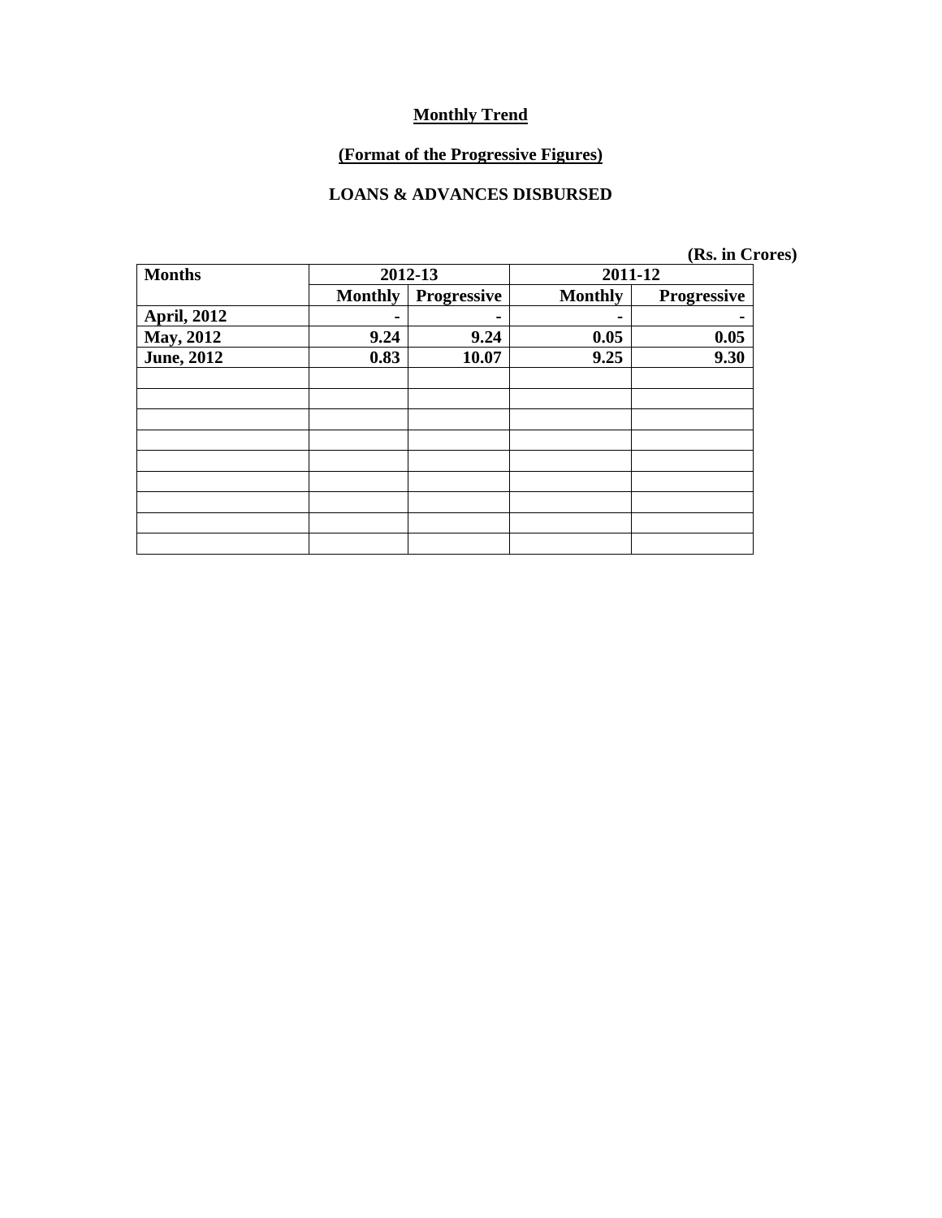**<u>Monthly Trend</u>**

**<u>(Format of the Progressive Figures)</u>**

**LOANS & ADVANCES DISBURSED**

**(Rs. in Crores)**

| Months | 2012-13 | | 2011-12 | |
|---|---|---|---|---|
| | Monthly | Progressive | Monthly | Progressive |
| April, 2012 | - | - | - | - |
| May, 2012 | 9.24 | 9.24 | 0.05 | 0.05 |
| June, 2012 | 0.83 | 10.07 | 9.25 | 9.30 |
| | | | | |
| | | | | |
| | | | | |
| | | | | |
| | | | | |
| | | | | |
| | | | | |
| | | | | |
| | | | | |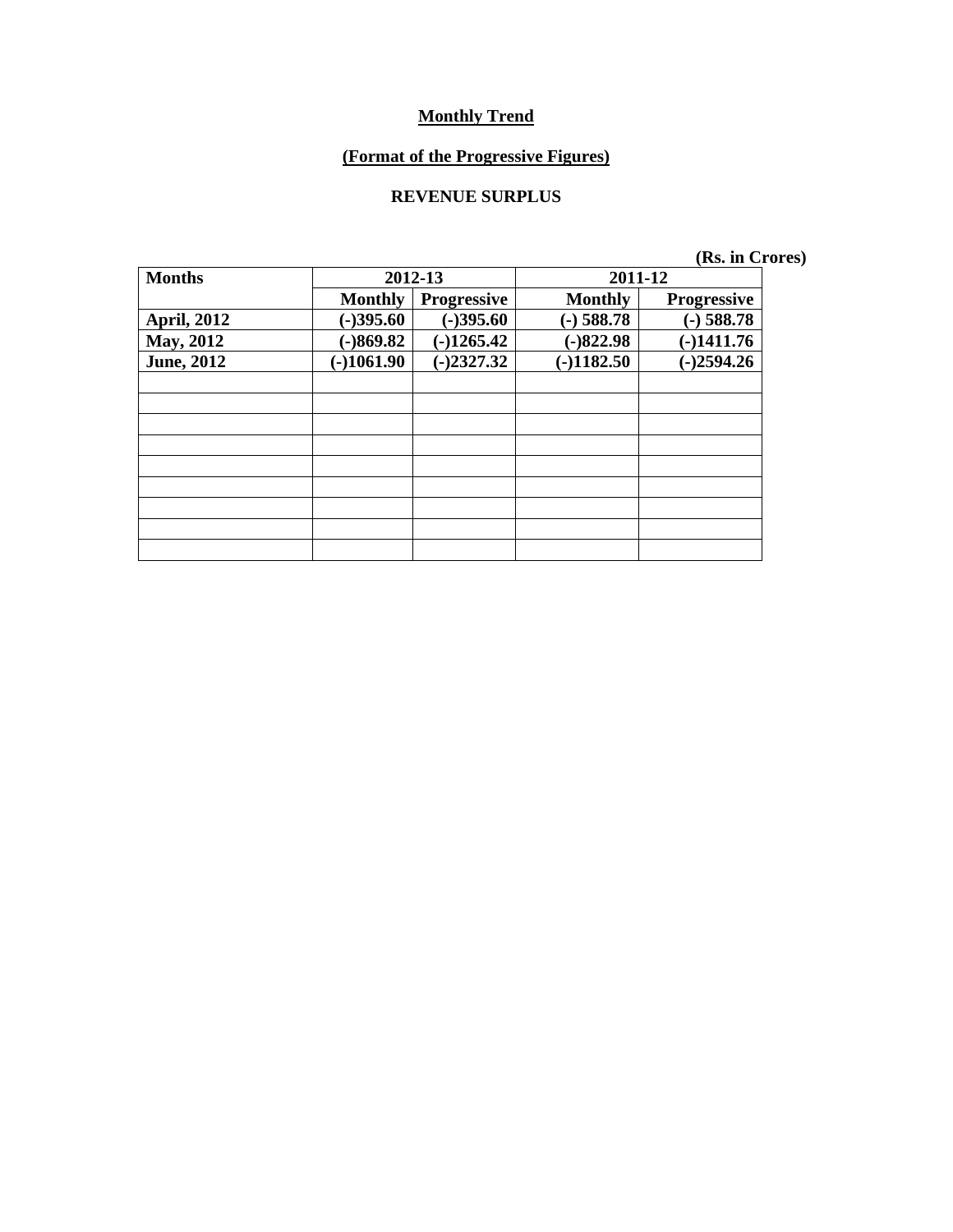**Monthly Trend**

**(Format of the Progressive Figures)**

**REVENUE SURPLUS**

**(Rs. in Crores)**

| Months | 2012-13 | | 2011-12 | |
|---|---|---|---|---|
| | Monthly | Progressive | Monthly | Progressive |
| April, 2012 | (-)395.60 | (-)395.60 | (-) 588.78 | (-) 588.78 |
| May, 2012 | (-)869.82 | (-)1265.42 | (-)822.98 | (-)1411.76 |
| June, 2012 | (-)1061.90 | (-)2327.32 | (-)1182.50 | (-)2594.26 |
| | | | | |
| | | | | |
| | | | | |
| | | | | |
| | | | | |
| | | | | |
| | | | | |
| | | | | |
| | | | | |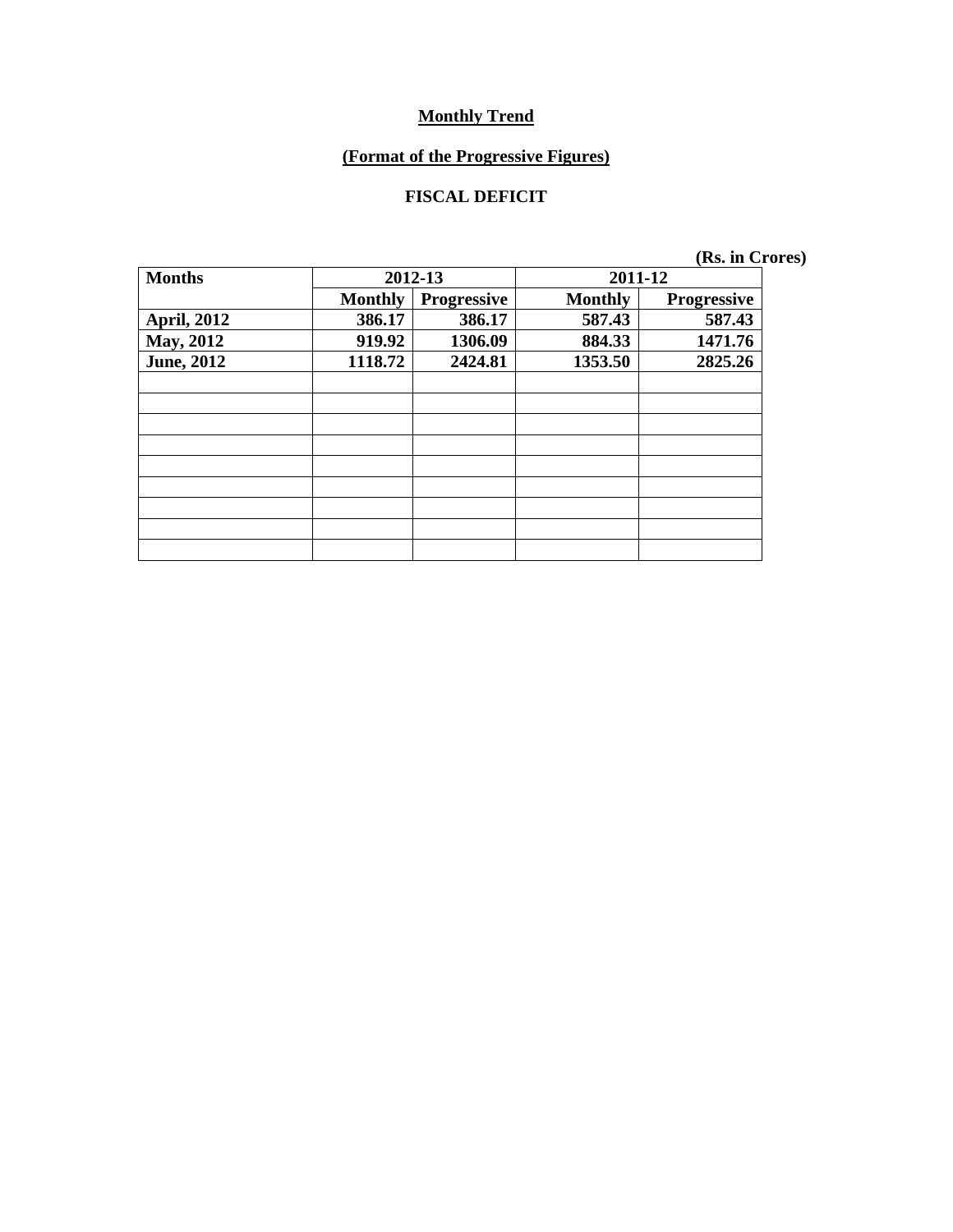**Monthly Trend**

**(Format of the Progressive Figures)**

**FISCAL DEFICIT**

**(Rs. in Crores)**

| Months | 2012-13 | | 2011-12 | |
|---|---|---|---|---|
| | Monthly | Progressive | Monthly | Progressive |
| April, 2012 | 386.17 | 386.17 | 587.43 | 587.43 |
| May, 2012 | 919.92 | 1306.09 | 884.33 | 1471.76 |
| June, 2012 | 1118.72 | 2424.81 | 1353.50 | 2825.26 |
| | | | | |
| | | | | |
| | | | | |
| | | | | |
| | | | | |
| | | | | |
| | | | | |
| | | | | |
| | | | | |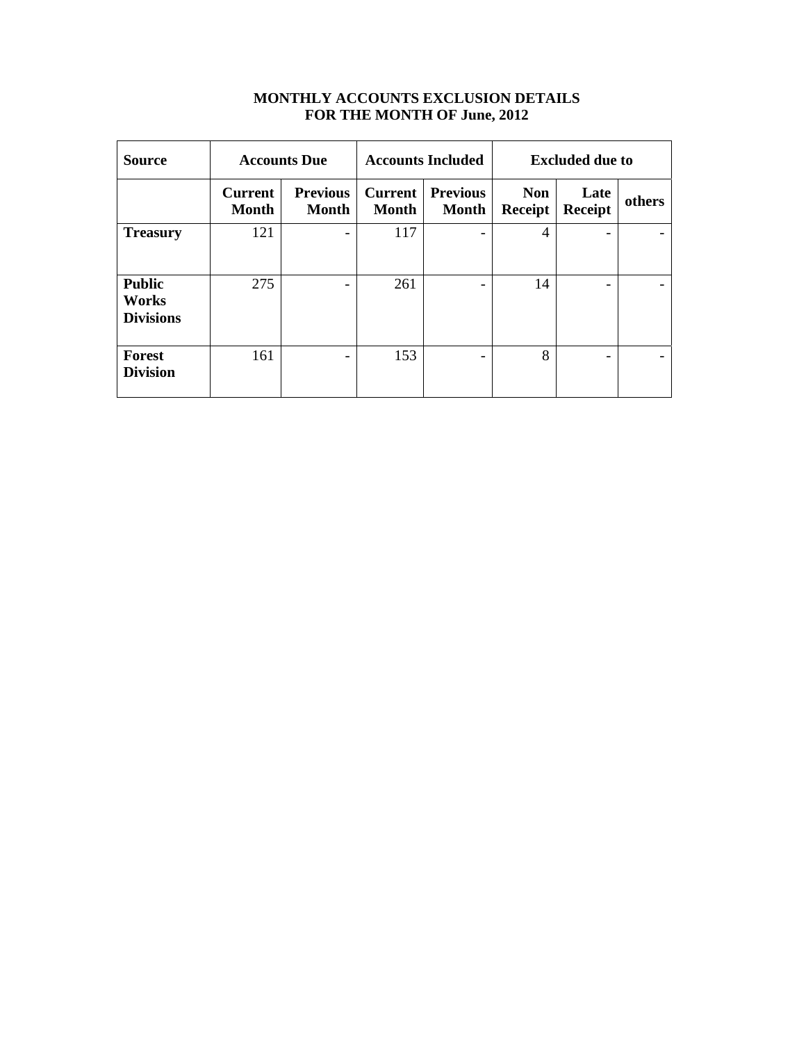**MONTHLY ACCOUNTS EXCLUSION DETAILS**
**FOR THE MONTH OF June, 2012**

| Source | Accounts Due | | Accounts Included | | Excluded due to | | |
|---|---|---|---|---|---|---|---|
| | Current Month | Previous Month | Current Month | Previous Month | Non Receipt | Late Receipt | others |
| **Treasury** | 121 | - | 117 | - | 4 | - | - |
| **Public Works Divisions** | 275 | - | 261 | - | 14 | - | - |
| **Forest Division** | 161 | - | 153 | - | 8 | - | - |